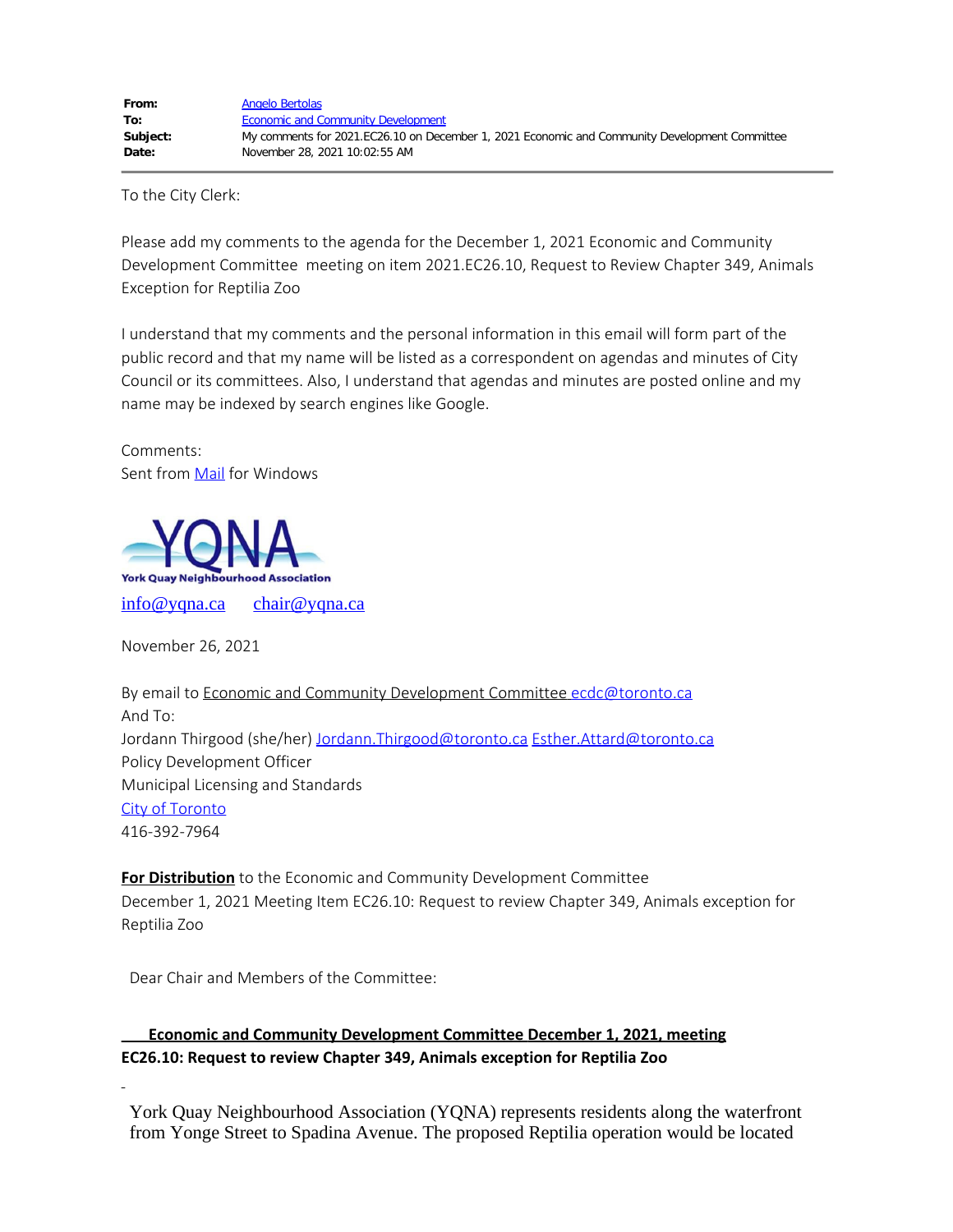| | |
|---|---|
| **From:** | Angelo Bertolas |
| **To:** | Economic and Community Development |
| **Subject:** | My comments for 2021.EC26.10 on December 1, 2021 Economic and Community Development Committee |
| **Date:** | November 28, 2021 10:02:55 AM |

---

To the City Clerk:

Please add my comments to the agenda for the December 1, 2021 Economic and Community Development Committee meeting on item 2021.EC26.10, Request to Review Chapter 349, Animals Exception for Reptilia Zoo

I understand that my comments and the personal information in this email will form part of the public record and that my name will be listed as a correspondent on agendas and minutes of City Council or its committees. Also, I understand that agendas and minutes are posted online and my name may be indexed by search engines like Google.

Comments:
Sent from Mail for Windows

**YQNA**
York Quay Neighbourhood Association

info@yqna.ca    chair@yqna.ca

November 26, 2021

By email to Economic and Community Development Committee ecdc@toronto.ca
And To:
Jordann Thirgood (she/her) Jordann.Thirgood@toronto.ca Esther.Attard@toronto.ca
Policy Development Officer
Municipal Licensing and Standards
City of Toronto
416-392-7964

**For Distribution** to the Economic and Community Development Committee
December 1, 2021 Meeting Item EC26.10: Request to review Chapter 349, Animals exception for Reptilia Zoo

Dear Chair and Members of the Committee:

**Economic and Community Development Committee December 1, 2021, meeting**
**EC26.10: Request to review Chapter 349, Animals exception for Reptilia Zoo**

York Quay Neighbourhood Association (YQNA) represents residents along the waterfront from Yonge Street to Spadina Avenue. The proposed Reptilia operation would be located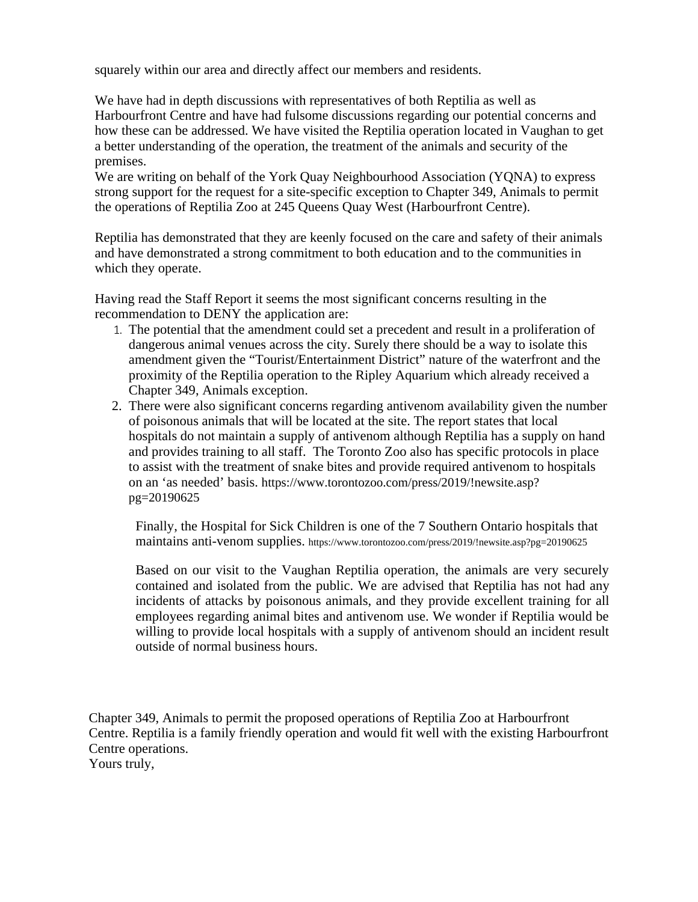squarely within our area and directly affect our members and residents.

We have had in depth discussions with representatives of both Reptilia as well as Harbourfront Centre and have had fulsome discussions regarding our potential concerns and how these can be addressed. We have visited the Reptilia operation located in Vaughan to get a better understanding of the operation, the treatment of the animals and security of the premises.
We are writing on behalf of the York Quay Neighbourhood Association (YQNA) to express strong support for the request for a site-specific exception to Chapter 349, Animals to permit the operations of Reptilia Zoo at 245 Queens Quay West (Harbourfront Centre).

Reptilia has demonstrated that they are keenly focused on the care and safety of their animals and have demonstrated a strong commitment to both education and to the communities in which they operate.

Having read the Staff Report it seems the most significant concerns resulting in the recommendation to DENY the application are:

1. The potential that the amendment could set a precedent and result in a proliferation of dangerous animal venues across the city. Surely there should be a way to isolate this amendment given the "Tourist/Entertainment District" nature of the waterfront and the proximity of the Reptilia operation to the Ripley Aquarium which already received a Chapter 349, Animals exception.
2. There were also significant concerns regarding antivenom availability given the number of poisonous animals that will be located at the site. The report states that local hospitals do not maintain a supply of antivenom although Reptilia has a supply on hand and provides training to all staff. The Toronto Zoo also has specific protocols in place to assist with the treatment of snake bites and provide required antivenom to hospitals on an 'as needed' basis. https://www.torontozoo.com/press/2019/!newsite.asp?pg=20190625

   Finally, the Hospital for Sick Children is one of the 7 Southern Ontario hospitals that maintains anti-venom supplies. https://www.torontozoo.com/press/2019/!newsite.asp?pg=20190625

   Based on our visit to the Vaughan Reptilia operation, the animals are very securely contained and isolated from the public. We are advised that Reptilia has not had any incidents of attacks by poisonous animals, and they provide excellent training for all employees regarding animal bites and antivenom use. We wonder if Reptilia would be willing to provide local hospitals with a supply of antivenom should an incident result outside of normal business hours.

Chapter 349, Animals to permit the proposed operations of Reptilia Zoo at Harbourfront Centre. Reptilia is a family friendly operation and would fit well with the existing Harbourfront Centre operations.
Yours truly,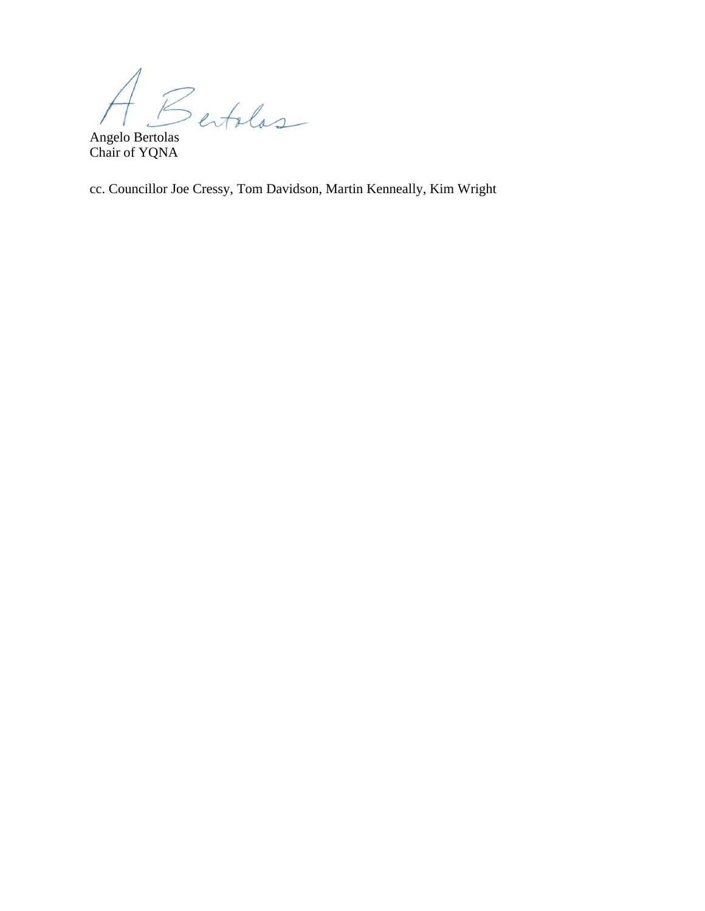Angelo Bertolas
Chair of YQNA

cc. Councillor Joe Cressy, Tom Davidson, Martin Kenneally, Kim Wright